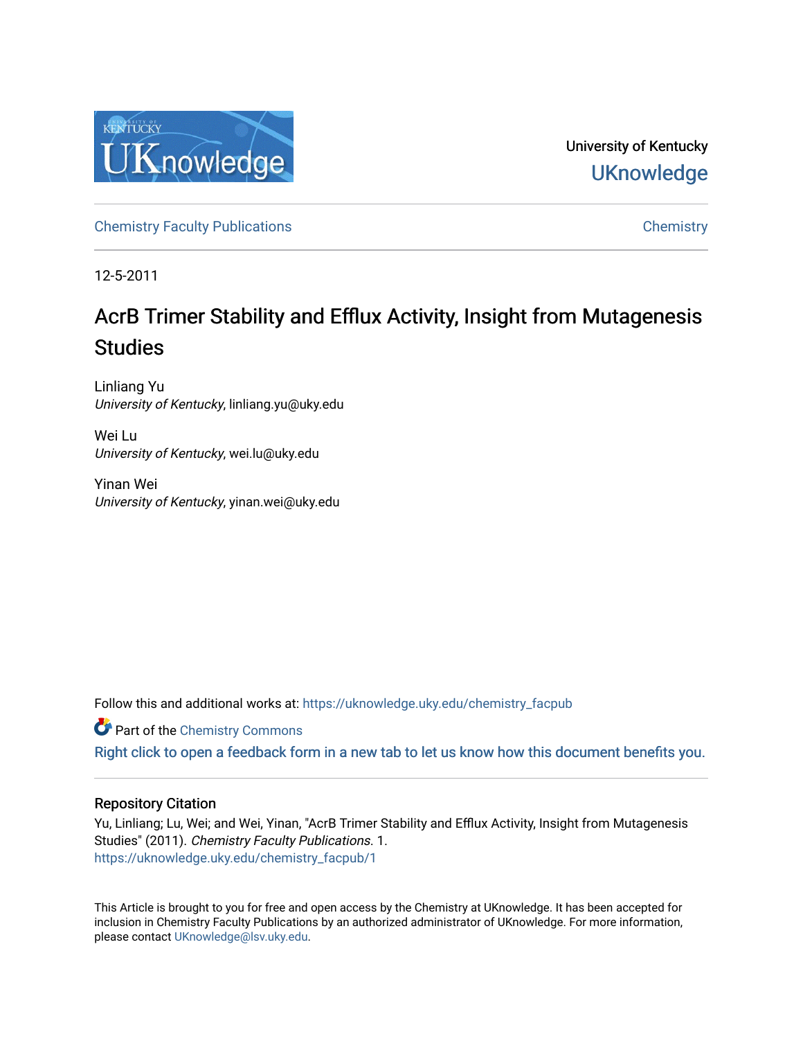University of Kentucky

UKnowledge

Chemistry Faculty Publications | Chemistry

12-5-2011

# AcrB Trimer Stability and Efflux Activity, Insight from Mutagenesis Studies

Linliang Yu
*University of Kentucky*, linliang.yu@uky.edu

Wei Lu
*University of Kentucky*, wei.lu@uky.edu

Yinan Wei
*University of Kentucky*, yinan.wei@uky.edu

Follow this and additional works at: https://uknowledge.uky.edu/chemistry_facpub

Part of the Chemistry Commons

Right click to open a feedback form in a new tab to let us know how this document benefits you.

## Repository Citation

Yu, Linliang; Lu, Wei; and Wei, Yinan, "AcrB Trimer Stability and Efflux Activity, Insight from Mutagenesis Studies" (2011). *Chemistry Faculty Publications*. 1.
https://uknowledge.uky.edu/chemistry_facpub/1

This Article is brought to you for free and open access by the Chemistry at UKnowledge. It has been accepted for inclusion in Chemistry Faculty Publications by an authorized administrator of UKnowledge. For more information, please contact UKnowledge@lsv.uky.edu.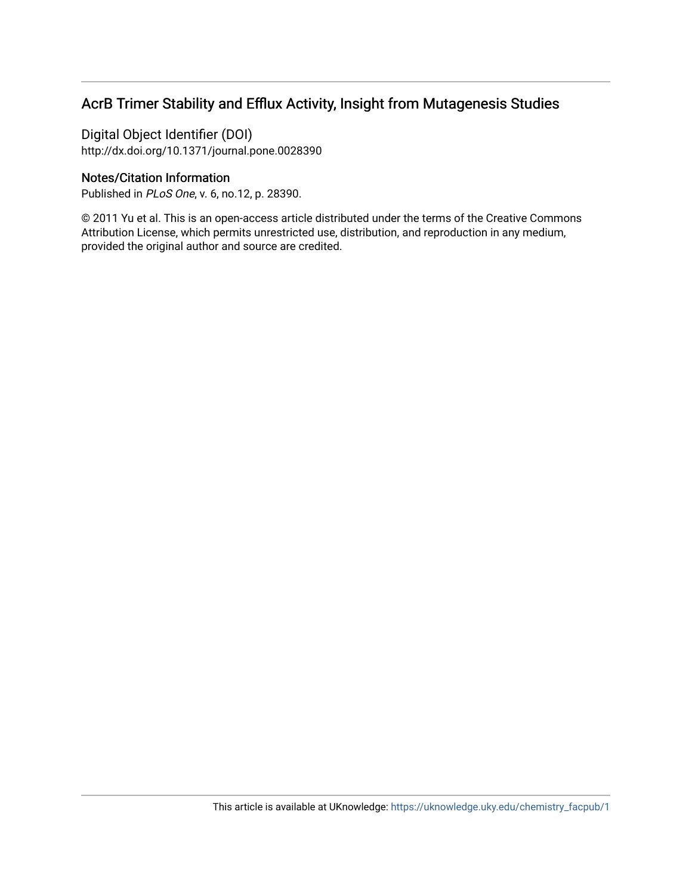## AcrB Trimer Stability and Efflux Activity, Insight from Mutagenesis Studies

Digital Object Identifier (DOI)
http://dx.doi.org/10.1371/journal.pone.0028390

### Notes/Citation Information

Published in *PLoS One*, v. 6, no.12, p. 28390.

© 2011 Yu et al. This is an open-access article distributed under the terms of the Creative Commons Attribution License, which permits unrestricted use, distribution, and reproduction in any medium, provided the original author and source are credited.

This article is available at UKnowledge: https://uknowledge.uky.edu/chemistry_facpub/1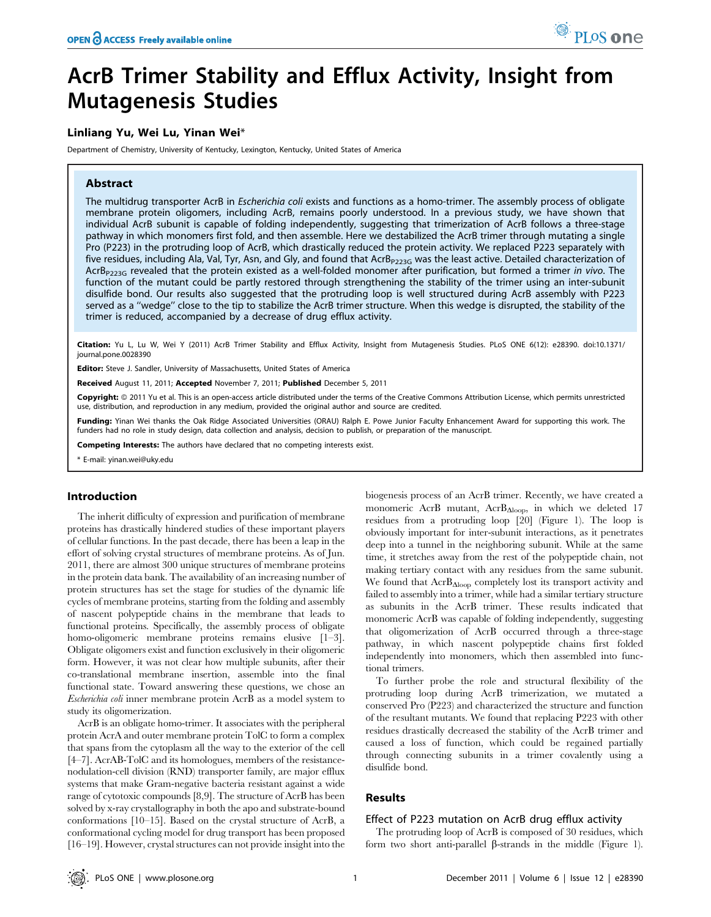# AcrB Trimer Stability and Efflux Activity, Insight from Mutagenesis Studies

## Linliang Yu, Wei Lu, Yinan Wei*

Department of Chemistry, University of Kentucky, Lexington, Kentucky, United States of America

### Abstract

The multidrug transporter AcrB in *Escherichia coli* exists and functions as a homo-trimer. The assembly process of obligate membrane protein oligomers, including AcrB, remains poorly understood. In a previous study, we have shown that individual AcrB subunit is capable of folding independently, suggesting that trimerization of AcrB follows a three-stage pathway in which monomers first fold, and then assemble. Here we destabilized the AcrB trimer through mutating a single Pro (P223) in the protruding loop of AcrB, which drastically reduced the protein activity. We replaced P223 separately with five residues, including Ala, Val, Tyr, Asn, and Gly, and found that $AcrB_{P223G}$ was the least active. Detailed characterization of $AcrB_{P223G}$ revealed that the protein existed as a well-folded monomer after purification, but formed a trimer *in vivo*. The function of the mutant could be partly restored through strengthening the stability of the trimer using an inter-subunit disulfide bond. Our results also suggested that the protruding loop is well structured during AcrB assembly with P223 served as a "wedge" close to the tip to stabilize the AcrB trimer structure. When this wedge is disrupted, the stability of the trimer is reduced, accompanied by a decrease of drug efflux activity.

**Citation:** Yu L, Lu W, Wei Y (2011) AcrB Trimer Stability and Efflux Activity, Insight from Mutagenesis Studies. PLoS ONE 6(12): e28390. doi:10.1371/journal.pone.0028390

**Editor:** Steve J. Sandler, University of Massachusetts, United States of America

**Received** August 11, 2011; **Accepted** November 7, 2011; **Published** December 5, 2011

**Copyright:** © 2011 Yu et al. This is an open-access article distributed under the terms of the Creative Commons Attribution License, which permits unrestricted use, distribution, and reproduction in any medium, provided the original author and source are credited.

**Funding:** Yinan Wei thanks the Oak Ridge Associated Universities (ORAU) Ralph E. Powe Junior Faculty Enhancement Award for supporting this work. The funders had no role in study design, data collection and analysis, decision to publish, or preparation of the manuscript.

**Competing Interests:** The authors have declared that no competing interests exist.

\* E-mail: yinan.wei@uky.edu

## Introduction

The inherit difficulty of expression and purification of membrane proteins has drastically hindered studies of these important players of cellular functions. In the past decade, there has been a leap in the effort of solving crystal structures of membrane proteins. As of Jun. 2011, there are almost 300 unique structures of membrane proteins in the protein data bank. The availability of an increasing number of protein structures has set the stage for studies of the dynamic life cycles of membrane proteins, starting from the folding and assembly of nascent polypeptide chains in the membrane that leads to functional proteins. Specifically, the assembly process of obligate homo-oligomeric membrane proteins remains elusive [1–3]. Obligate oligomers exist and function exclusively in their oligomeric form. However, it was not clear how multiple subunits, after their co-translational membrane insertion, assemble into the final functional state. Toward answering these questions, we chose an *Escherichia coli* inner membrane protein AcrB as a model system to study its oligomerization.

AcrB is an obligate homo-trimer. It associates with the peripheral protein AcrA and outer membrane protein TolC to form a complex that spans from the cytoplasm all the way to the exterior of the cell [4–7]. AcrAB-TolC and its homologues, members of the resistance-nodulation-cell division (RND) transporter family, are major efflux systems that make Gram-negative bacteria resistant against a wide range of cytotoxic compounds [8,9]. The structure of AcrB has been solved by x-ray crystallography in both the apo and substrate-bound conformations [10–15]. Based on the crystal structure of AcrB, a conformational cycling model for drug transport has been proposed [16–19]. However, crystal structures can not provide insight into the biogenesis process of an AcrB trimer. Recently, we have created a monomeric AcrB mutant, $AcrB_{\Delta loop}$, in which we deleted 17 residues from a protruding loop [20] (Figure 1). The loop is obviously important for inter-subunit interactions, as it penetrates deep into a tunnel in the neighboring subunit. While at the same time, it stretches away from the rest of the polypeptide chain, not making tertiary contact with any residues from the same subunit. We found that $AcrB_{\Delta loop}$ completely lost its transport activity and failed to assembly into a trimer, while had a similar tertiary structure as subunits in the AcrB trimer. These results indicated that monomeric AcrB was capable of folding independently, suggesting that oligomerization of AcrB occurred through a three-stage pathway, in which nascent polypeptide chains first folded independently into monomers, which then assembled into functional trimers.

To further probe the role and structural flexibility of the protruding loop during AcrB trimerization, we mutated a conserved Pro (P223) and characterized the structure and function of the resultant mutants. We found that replacing P223 with other residues drastically decreased the stability of the AcrB trimer and caused a loss of function, which could be regained partially through connecting subunits in a trimer covalently using a disulfide bond.

## Results

### Effect of P223 mutation on AcrB drug efflux activity

The protruding loop of AcrB is composed of 30 residues, which form two short anti-parallel β-strands in the middle (Figure 1).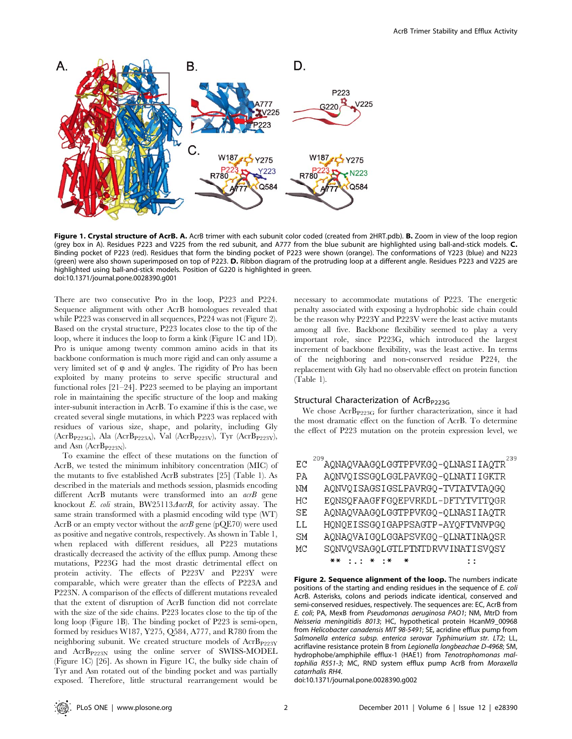**Figure 1. Crystal structure of AcrB. A.** AcrB trimer with each subunit color coded (created from 2HRT.pdb). **B.** Zoom in view of the loop region (grey box in A). Residues P223 and V225 from the red subunit, and A777 from the blue subunit are highlighted using ball-and-stick models. **C.** Binding pocket of P223 (red). Residues that form the binding pocket of P223 were shown (orange). The conformations of Y223 (blue) and N223 (green) were also shown superimposed on top of P223. **D.** Ribbon diagram of the protruding loop at a different angle. Residues P223 and V225 are highlighted using ball-and-stick models. Position of G220 is highlighted in green.
doi:10.1371/journal.pone.0028390.g001

There are two consecutive Pro in the loop, P223 and P224. Sequence alignment with other AcrB homologues revealed that while P223 was conserved in all sequences, P224 was not (Figure 2). Based on the crystal structure, P223 locates close to the tip of the loop, where it induces the loop to form a kink (Figure 1C and 1D). Pro is unique among twenty common amino acids in that its backbone conformation is much more rigid and can only assume a very limited set of φ and ψ angles. The rigidity of Pro has been exploited by many proteins to serve specific structural and functional roles [21–24]. P223 seemed to be playing an important role in maintaining the specific structure of the loop and making inter-subunit interaction in AcrB. To examine if this is the case, we created several single mutations, in which P223 was replaced with residues of various size, shape, and polarity, including Gly ($AcrB_{P223G}$), Ala ($AcrB_{P223A}$), Val ($AcrB_{P223V}$), Tyr ($AcrB_{P223Y}$), and Asn ($AcrB_{P223N}$).

To examine the effect of these mutations on the function of AcrB, we tested the minimum inhibitory concentration (MIC) of the mutants to five established AcrB substrates [25] (Table 1). As described in the materials and methods session, plasmids encoding different AcrB mutants were transformed into an *acrB* gene knockout *E. coli* strain, BW25113*ΔacrB*, for activity assay. The same strain transformed with a plasmid encoding wild type (WT) AcrB or an empty vector without the *acrB* gene (pQE70) were used as positive and negative controls, respectively. As shown in Table 1, when replaced with different residues, all P223 mutations drastically decreased the activity of the efflux pump. Among these mutations, P223G had the most drastic detrimental effect on protein activity. The effects of P223V and P223Y were comparable, which were greater than the effects of P223A and P223N. A comparison of the effects of different mutations revealed that the extent of disruption of AcrB function did not correlate with the size of the side chains. P223 locates close to the tip of the long loop (Figure 1B). The binding pocket of P223 is semi-open, formed by residues W187, Y275, Q584, A777, and R780 from the neighboring subunit. We created structure models of $AcrB_{P223Y}$ and $AcrB_{P223N}$ using the online server of SWISS-MODEL (Figure 1C) [26]. As shown in Figure 1C, the bulky side chain of Tyr and Asn rotated out of the binding pocket and was partially exposed. Therefore, little structural rearrangement would be necessary to accommodate mutations of P223. The energetic penalty associated with exposing a hydrophobic side chain could be the reason why P223Y and P223V were the least active mutants among all five. Backbone flexibility seemed to play a very important role, since P223G, which introduced the largest increment of backbone flexibility, was the least active. In terms of the neighboring and non-conserved residue P224, the replacement with Gly had no observable effect on protein function (Table 1).

## Structural Characterization of $AcrB_{P223G}$

We chose $AcrB_{P223G}$ for further characterization, since it had the most dramatic effect on the function of AcrB. To determine the effect of P223 mutation on the protein expression level, we

```
   209                              239
EC  AQNAQVAAGQLGGTPPVKGQ-QLNASIIAQTR
PA  AQNVQISSGQLGGLPAVKGQ-QLNATIIGKTR
NM  AQNVQISAGSIGSLPAVRGQ-TVTATVTAQGQ
HC  EQNSQFAAGFFGQEPVRKDL-DFTYTVTTQGR
SE  AQNAQVAAGQLGGTPPVKGQ-QLNASIIAQTR
LL  HQNQEISSGQIGAPPSAGTP-AYQFTVNVPGQ
SM  AQNAQVAIGQLGGAPSVKGQ-QLNATINAQSR
MC  SQNVQVSAGQLGTLPTNTDRVVINATISVQSY
     ** :.: * :*   *           ::
```

**Figure 2. Sequence alignment of the loop.** The numbers indicate positions of the starting and ending residues in the sequence of *E. coli* AcrB. Asterisks, colons and periods indicate identical, conserved and semi-conserved residues, respectively. The sequences are: EC, AcrB from *E. coli*; PA, MexB from *Pseudomonas aeruginosa PAO1*; NM, MtrD from *Neisseria meningitidis 8013*; HC, hypothetical protein HcanM9_00968 from *Helicobacter canadensis MIT 98-5491*; SE, acridine efflux pump from *Salmonella enterica subsp. enterica serovar Typhimurium str. LT2*; LL, acriflavine resistance protein B from *Legionella longbeachae D-4968*; SM, hydrophobe/amphiphile efflux-1 (HAE1) from *Tenotrophomonas maltophilia R551-3*; MC, RND system efflux pump AcrB from *Moraxella catarrhalis RH4*.
doi:10.1371/journal.pone.0028390.g002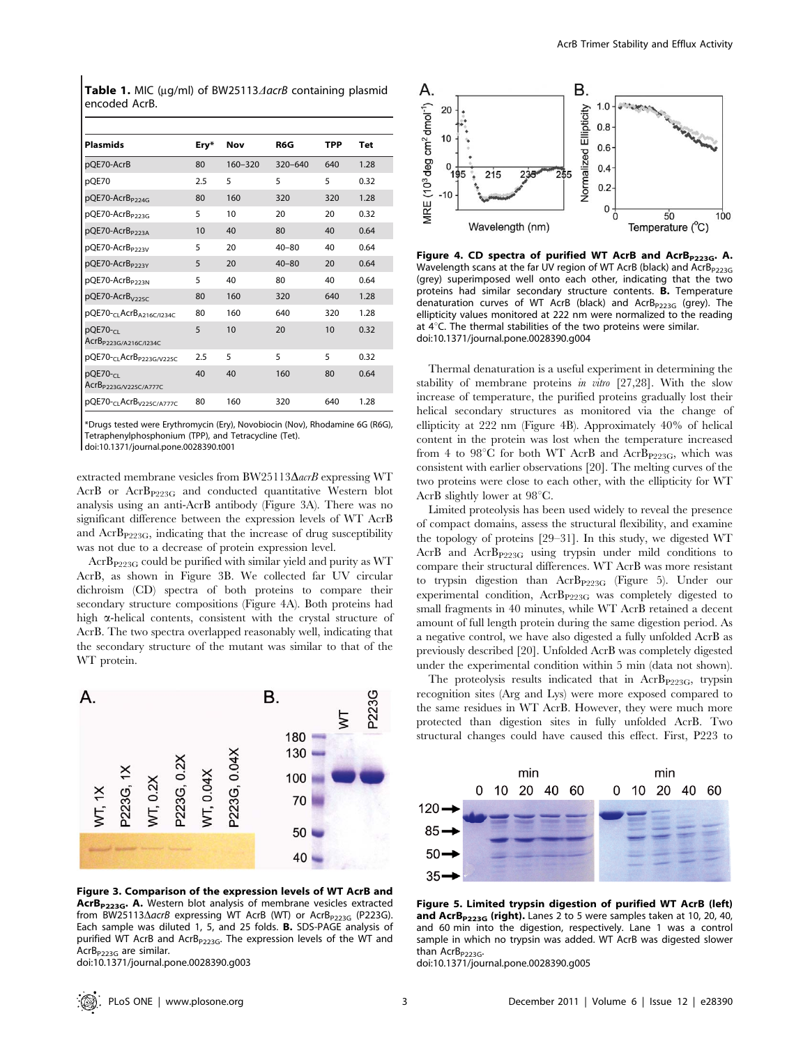**Table 1.** MIC (μg/ml) of BW25113Δ*acrB* containing plasmid encoded AcrB.

| Plasmids | Ery* | Nov | R6G | TPP | Tet |
|---|---|---|---|---|---|
| pQE70-AcrB | 80 | 160–320 | 320–640 | 640 | 1.28 |
| pQE70 | 2.5 | 5 | 5 | 5 | 0.32 |
| pQE70-AcrB$_{P224G}$ | 80 | 160 | 320 | 320 | 1.28 |
| pQE70-AcrB$_{P223G}$ | 5 | 10 | 20 | 20 | 0.32 |
| pQE70-AcrB$_{P223A}$ | 10 | 40 | 80 | 40 | 0.64 |
| pQE70-AcrB$_{P223V}$ | 5 | 20 | 40–80 | 40 | 0.64 |
| pQE70-AcrB$_{P223Y}$ | 5 | 20 | 40–80 | 20 | 0.64 |
| pQE70-AcrB$_{P223N}$ | 5 | 40 | 80 | 40 | 0.64 |
| pQE70-AcrB$_{V225C}$ | 80 | 160 | 320 | 640 | 1.28 |
| pQE70-$_{CL}$AcrB$_{A216C/I234C}$ | 80 | 160 | 640 | 320 | 1.28 |
| pQE70-$_{CL}$AcrB$_{P223G/A216C/I234C}$ | 5 | 10 | 20 | 10 | 0.32 |
| pQE70-$_{CL}$AcrB$_{P223G/V225C}$ | 2.5 | 5 | 5 | 5 | 0.32 |
| pQE70-$_{CL}$AcrB$_{P223G/V225C/A777C}$ | 40 | 40 | 160 | 80 | 0.64 |
| pQE70-$_{CL}$AcrB$_{V225C/A777C}$ | 80 | 160 | 320 | 640 | 1.28 |

*Drugs tested were Erythromycin (Ery), Novobiocin (Nov), Rhodamine 6G (R6G), Tetraphenylphosphonium (TPP), and Tetracycline (Tet).
doi:10.1371/journal.pone.0028390.t001

extracted membrane vesicles from BW25113Δ*acrB* expressing WT AcrB or AcrB$_{P223G}$ and conducted quantitative Western blot analysis using an anti-AcrB antibody (Figure 3A). There was no significant difference between the expression levels of WT AcrB and AcrB$_{P223G}$, indicating that the increase of drug susceptibility was not due to a decrease of protein expression level.

AcrB$_{P223G}$ could be purified with similar yield and purity as WT AcrB, as shown in Figure 3B. We collected far UV circular dichroism (CD) spectra of both proteins to compare their secondary structure compositions (Figure 4A). Both proteins had high α-helical contents, consistent with the crystal structure of AcrB. The two spectra overlapped reasonably well, indicating that the secondary structure of the mutant was similar to that of the WT protein.

**Figure 3. Comparison of the expression levels of WT AcrB and AcrB$_{P223G}$. A.** Western blot analysis of membrane vesicles extracted from BW25113Δ*acrB* expressing WT AcrB (WT) or AcrB$_{P223G}$ (P223G). Each sample was diluted 1, 5, and 25 folds. **B.** SDS-PAGE analysis of purified WT AcrB and AcrB$_{P223G}$. The expression levels of the WT and AcrB$_{P223G}$ are similar.
doi:10.1371/journal.pone.0028390.g003

**Figure 4. CD spectra of purified WT AcrB and AcrB$_{P223G}$. A.** Wavelength scans at the far UV region of WT AcrB (black) and AcrB$_{P223G}$ (grey) superimposed well onto each other, indicating that the two proteins had similar secondary structure contents. **B.** Temperature denaturation curves of WT AcrB (black) and AcrB$_{P223G}$ (grey). The ellipticity values monitored at 222 nm were normalized to the reading at 4°C. The thermal stabilities of the two proteins were similar.
doi:10.1371/journal.pone.0028390.g004

Thermal denaturation is a useful experiment in determining the stability of membrane proteins *in vitro* [27,28]. With the slow increase of temperature, the purified proteins gradually lost their helical secondary structures as monitored via the change of ellipticity at 222 nm (Figure 4B). Approximately 40% of helical content in the protein was lost when the temperature increased from 4 to 98°C for both WT AcrB and AcrB$_{P223G}$, which was consistent with earlier observations [20]. The melting curves of the two proteins were close to each other, with the ellipticity for WT AcrB slightly lower at 98°C.

Limited proteolysis has been used widely to reveal the presence of compact domains, assess the structural flexibility, and examine the topology of proteins [29–31]. In this study, we digested WT AcrB and AcrB$_{P223G}$ using trypsin under mild conditions to compare their structural differences. WT AcrB was more resistant to trypsin digestion than AcrB$_{P223G}$ (Figure 5). Under our experimental condition, AcrB$_{P223G}$ was completely digested to small fragments in 40 minutes, while WT AcrB retained a decent amount of full length protein during the same digestion period. As a negative control, we have also digested a fully unfolded AcrB as previously described [20]. Unfolded AcrB was completely digested under the experimental condition within 5 min (data not shown).

The proteolysis results indicated that in AcrB$_{P223G}$, trypsin recognition sites (Arg and Lys) were more exposed compared to the same residues in WT AcrB. However, they were much more protected than digestion sites in fully unfolded AcrB. Two structural changes could have caused this effect. First, P223 to

**Figure 5. Limited trypsin digestion of purified WT AcrB (left) and AcrB$_{P223G}$ (right).** Lanes 2 to 5 were samples taken at 10, 20, 40, and 60 min into the digestion, respectively. Lane 1 was a control sample in which no trypsin was added. WT AcrB was digested slower than AcrB$_{P223G}$.
doi:10.1371/journal.pone.0028390.g005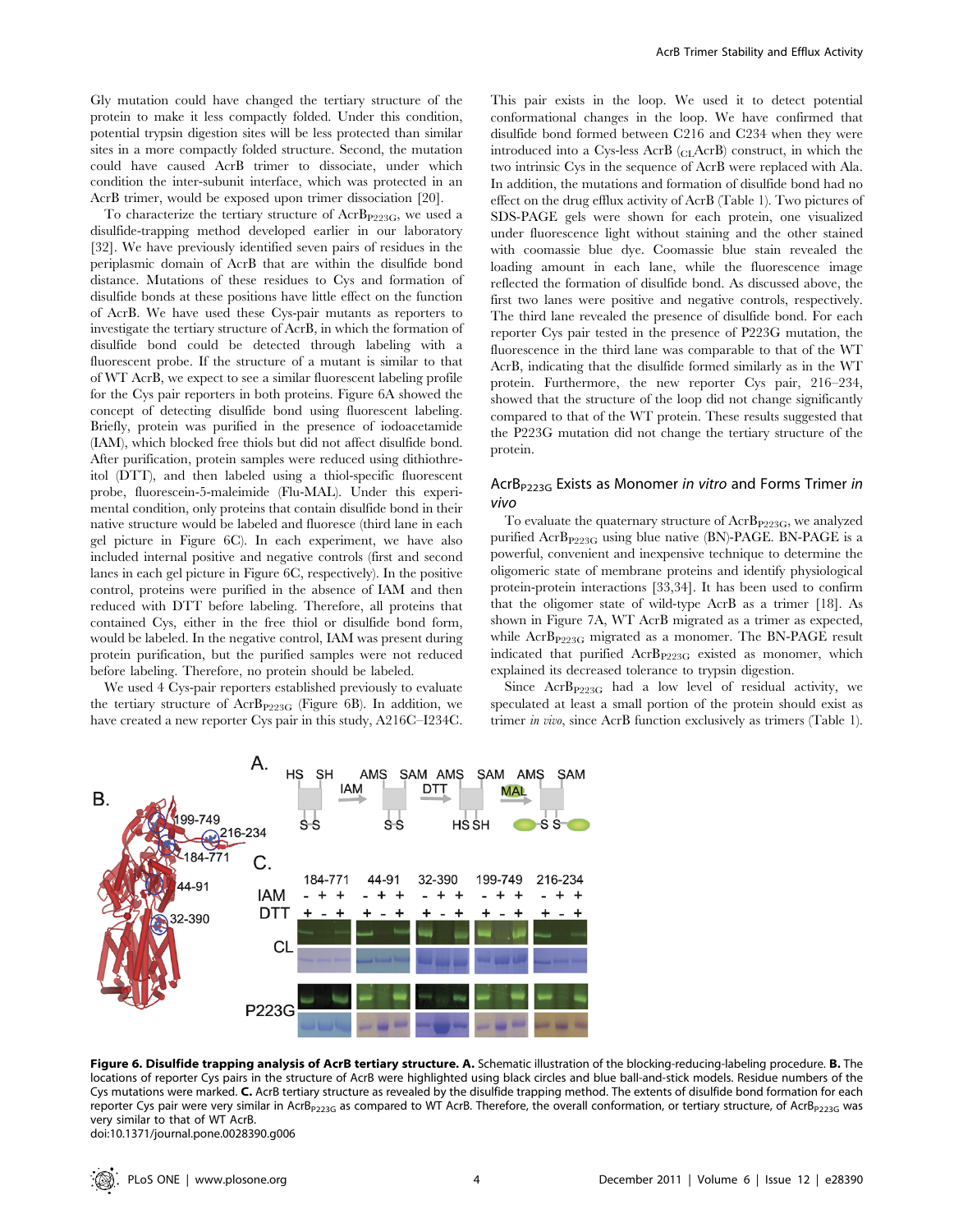Gly mutation could have changed the tertiary structure of the protein to make it less compactly folded. Under this condition, potential trypsin digestion sites will be less protected than similar sites in a more compactly folded structure. Second, the mutation could have caused AcrB trimer to dissociate, under which condition the inter-subunit interface, which was protected in an AcrB trimer, would be exposed upon trimer dissociation [20].

To characterize the tertiary structure of $AcrB_{P223G}$, we used a disulfide-trapping method developed earlier in our laboratory [32]. We have previously identified seven pairs of residues in the periplasmic domain of AcrB that are within the disulfide bond distance. Mutations of these residues to Cys and formation of disulfide bonds at these positions have little effect on the function of AcrB. We have used these Cys-pair mutants as reporters to investigate the tertiary structure of AcrB, in which the formation of disulfide bond could be detected through labeling with a fluorescent probe. If the structure of a mutant is similar to that of WT AcrB, we expect to see a similar fluorescent labeling profile for the Cys pair reporters in both proteins. Figure 6A showed the concept of detecting disulfide bond using fluorescent labeling. Briefly, protein was purified in the presence of iodoacetamide (IAM), which blocked free thiols but did not affect disulfide bond. After purification, protein samples were reduced using dithiothreitol (DTT), and then labeled using a thiol-specific fluorescent probe, fluorescein-5-maleimide (Flu-MAL). Under this experimental condition, only proteins that contain disulfide bond in their native structure would be labeled and fluoresce (third lane in each gel picture in Figure 6C). In each experiment, we have also included internal positive and negative controls (first and second lanes in each gel picture in Figure 6C, respectively). In the positive control, proteins were purified in the absence of IAM and then reduced with DTT before labeling. Therefore, all proteins that contained Cys, either in the free thiol or disulfide bond form, would be labeled. In the negative control, IAM was present during protein purification, but the purified samples were not reduced before labeling. Therefore, no protein should be labeled.

We used 4 Cys-pair reporters established previously to evaluate the tertiary structure of $AcrB_{P223G}$ (Figure 6B). In addition, we have created a new reporter Cys pair in this study, A216C–I234C. This pair exists in the loop. We used it to detect potential conformational changes in the loop. We have confirmed that disulfide bond formed between C216 and C234 when they were introduced into a Cys-less AcrB ($_{CL}$AcrB) construct, in which the two intrinsic Cys in the sequence of AcrB were replaced with Ala. In addition, the mutations and formation of disulfide bond had no effect on the drug efflux activity of AcrB (Table 1). Two pictures of SDS-PAGE gels were shown for each protein, one visualized under fluorescence light without staining and the other stained with coomassie blue dye. Coomassie blue stain revealed the loading amount in each lane, while the fluorescence image reflected the formation of disulfide bond. As discussed above, the first two lanes were positive and negative controls, respectively. The third lane revealed the presence of disulfide bond. For each reporter Cys pair tested in the presence of P223G mutation, the fluorescence in the third lane was comparable to that of the WT AcrB, indicating that the disulfide formed similarly as in the WT protein. Furthermore, the new reporter Cys pair, 216–234, showed that the structure of the loop did not change significantly compared to that of the WT protein. These results suggested that the P223G mutation did not change the tertiary structure of the protein.

## $AcrB_{P223G}$ Exists as Monomer *in vitro* and Forms Trimer *in vivo*

To evaluate the quaternary structure of $AcrB_{P223G}$, we analyzed purified $AcrB_{P223G}$ using blue native (BN)-PAGE. BN-PAGE is a powerful, convenient and inexpensive technique to determine the oligomeric state of membrane proteins and identify physiological protein-protein interactions [33,34]. It has been used to confirm that the oligomer state of wild-type AcrB as a trimer [18]. As shown in Figure 7A, WT AcrB migrated as a trimer as expected, while $AcrB_{P223G}$ migrated as a monomer. The BN-PAGE result indicated that purified $AcrB_{P223G}$ existed as monomer, which explained its decreased tolerance to trypsin digestion.

Since $AcrB_{P223G}$ had a low level of residual activity, we speculated at least a small portion of the protein should exist as trimer *in vivo*, since AcrB function exclusively as trimers (Table 1).

**Figure 6. Disulfide trapping analysis of AcrB tertiary structure.** **A.** Schematic illustration of the blocking-reducing-labeling procedure. **B.** The locations of reporter Cys pairs in the structure of AcrB were highlighted using black circles and blue ball-and-stick models. Residue numbers of the Cys mutations were marked. **C.** AcrB tertiary structure as revealed by the disulfide trapping method. The extents of disulfide bond formation for each reporter Cys pair were very similar in $AcrB_{P223G}$ as compared to WT AcrB. Therefore, the overall conformation, or tertiary structure, of $AcrB_{P223G}$ was very similar to that of WT AcrB.
doi:10.1371/journal.pone.0028390.g006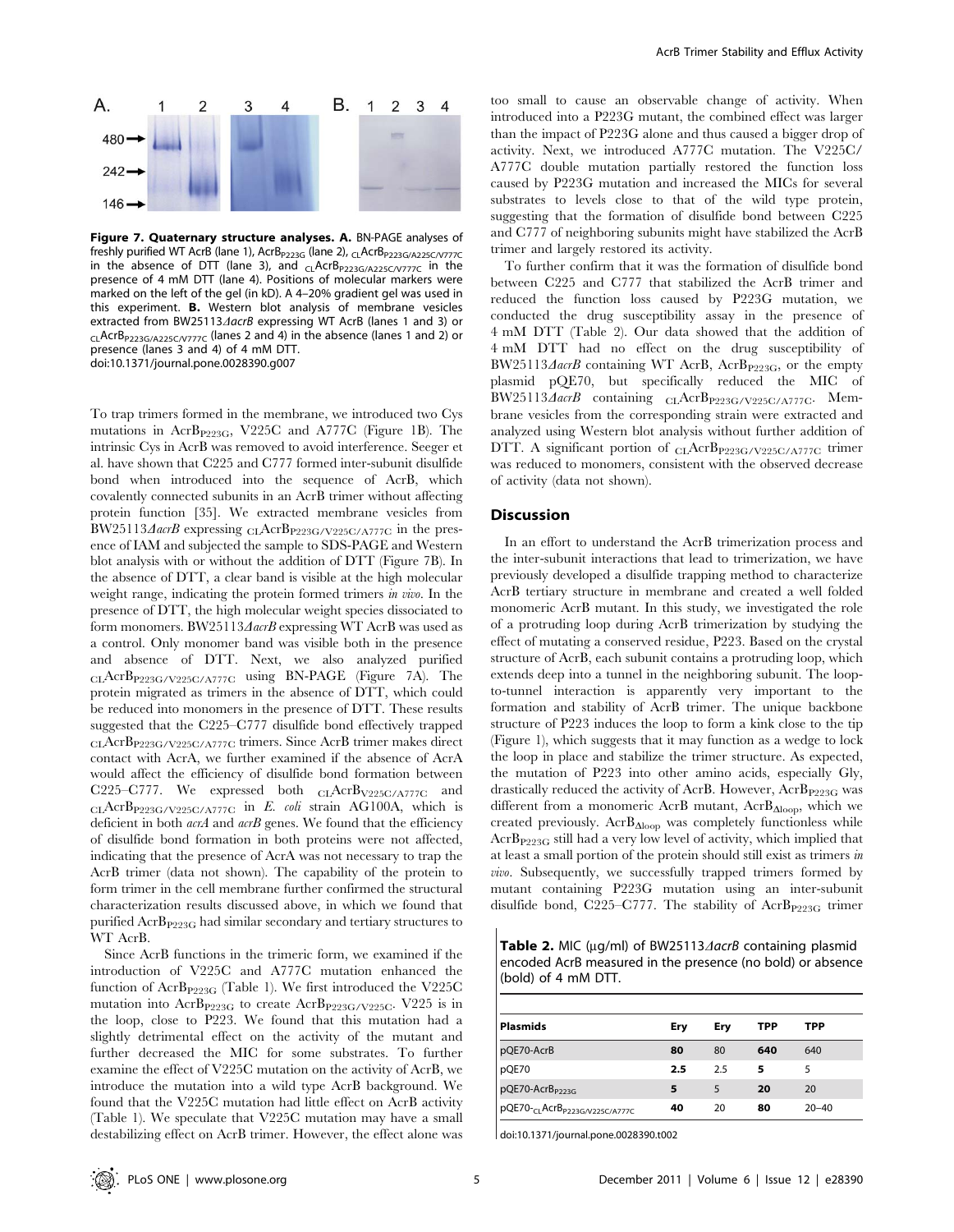Figure 7. Quaternary structure analyses. A. BN-PAGE analyses of freshly purified WT AcrB (lane 1), $AcrB_{P223G}$ (lane 2), $_{CL}AcrB_{P223G/A225C/V777C}$ in the absence of DTT (lane 3), and $_{CL}AcrB_{P223G/A225C/V777C}$ in the presence of 4 mM DTT (lane 4). Positions of molecular markers were marked on the left of the gel (in kD). A 4–20% gradient gel was used in this experiment. B. Western blot analysis of membrane vesicles extracted from BW25113*ΔacrB* expressing WT AcrB (lanes 1 and 3) or $_{CL}AcrB_{P223G/A225C/V777C}$ (lanes 2 and 4) in the absence (lanes 1 and 2) or presence (lanes 3 and 4) of 4 mM DTT.
doi:10.1371/journal.pone.0028390.g007

To trap trimers formed in the membrane, we introduced two Cys mutations in $AcrB_{P223G}$, V225C and A777C (Figure 1B). The intrinsic Cys in AcrB was removed to avoid interference. Seeger et al. have shown that C225 and C777 formed inter-subunit disulfide bond when introduced into the sequence of AcrB, which covalently connected subunits in an AcrB trimer without affecting protein function [35]. We extracted membrane vesicles from BW25113*ΔacrB* expressing $_{CL}AcrB_{P223G/V225C/A777C}$ in the presence of IAM and subjected the sample to SDS-PAGE and Western blot analysis with or without the addition of DTT (Figure 7B). In the absence of DTT, a clear band is visible at the high molecular weight range, indicating the protein formed trimers *in vivo*. In the presence of DTT, the high molecular weight species dissociated to form monomers. BW25113*ΔacrB* expressing WT AcrB was used as a control. Only monomer band was visible both in the presence and absence of DTT. Next, we also analyzed purified $_{CL}AcrB_{P223G/V225C/A777C}$ using BN-PAGE (Figure 7A). The protein migrated as trimers in the absence of DTT, which could be reduced into monomers in the presence of DTT. These results suggested that the C225–C777 disulfide bond effectively trapped $_{CL}AcrB_{P223G/V225C/A777C}$ trimers. Since AcrB trimer makes direct contact with AcrA, we further examined if the absence of AcrA would affect the efficiency of disulfide bond formation between C225–C777. We expressed both $_{CL}AcrB_{V225C/A777C}$ and $_{CL}AcrB_{P223G/V225C/A777C}$ in *E. coli* strain AG100A, which is deficient in both *acrA* and *acrB* genes. We found that the efficiency of disulfide bond formation in both proteins were not affected, indicating that the presence of AcrA was not necessary to trap the AcrB trimer (data not shown). The capability of the protein to form trimer in the cell membrane further confirmed the structural characterization results discussed above, in which we found that purified $AcrB_{P223G}$ had similar secondary and tertiary structures to WT AcrB.

Since AcrB functions in the trimeric form, we examined if the introduction of V225C and A777C mutation enhanced the function of $AcrB_{P223G}$ (Table 1). We first introduced the V225C mutation into $AcrB_{P223G}$ to create $AcrB_{P223G/V225C}$. V225 is in the loop, close to P223. We found that this mutation had a slightly detrimental effect on the activity of the mutant and further decreased the MIC for some substrates. To further examine the effect of V225C mutation on the activity of AcrB, we introduce the mutation into a wild type AcrB background. We found that the V225C mutation had little effect on AcrB activity (Table 1). We speculate that V225C mutation may have a small destabilizing effect on AcrB trimer. However, the effect alone was too small to cause an observable change of activity. When introduced into a P223G mutant, the combined effect was larger than the impact of P223G alone and thus caused a bigger drop of activity. Next, we introduced A777C mutation. The V225C/A777C double mutation partially restored the function loss caused by P223G mutation and increased the MICs for several substrates to levels close to that of the wild type protein, suggesting that the formation of disulfide bond between C225 and C777 of neighboring subunits might have stabilized the AcrB trimer and largely restored its activity.

To further confirm that it was the formation of disulfide bond between C225 and C777 that stabilized the AcrB trimer and reduced the function loss caused by P223G mutation, we conducted the drug susceptibility assay in the presence of 4 mM DTT (Table 2). Our data showed that the addition of 4 mM DTT had no effect on the drug susceptibility of BW25113*ΔacrB* containing WT AcrB, $AcrB_{P223G}$, or the empty plasmid pQE70, but specifically reduced the MIC of BW25113*ΔacrB* containing $_{CL}AcrB_{P223G/V225C/A777C}$. Membrane vesicles from the corresponding strain were extracted and analyzed using Western blot analysis without further addition of DTT. A significant portion of $_{CL}AcrB_{P223G/V225C/A777C}$ trimer was reduced to monomers, consistent with the observed decrease of activity (data not shown).

## Discussion

In an effort to understand the AcrB trimerization process and the inter-subunit interactions that lead to trimerization, we have previously developed a disulfide trapping method to characterize AcrB tertiary structure in membrane and created a well folded monomeric AcrB mutant. In this study, we investigated the role of a protruding loop during AcrB trimerization by studying the effect of mutating a conserved residue, P223. Based on the crystal structure of AcrB, each subunit contains a protruding loop, which extends deep into a tunnel in the neighboring subunit. The loop-to-tunnel interaction is apparently very important to the formation and stability of AcrB trimer. The unique backbone structure of P223 induces the loop to form a kink close to the tip (Figure 1), which suggests that it may function as a wedge to lock the loop in place and stabilize the trimer structure. As expected, the mutation of P223 into other amino acids, especially Gly, drastically reduced the activity of AcrB. However, $AcrB_{P223G}$ was different from a monomeric AcrB mutant, $AcrB_{\Delta loop}$, which we created previously. $AcrB_{\Delta loop}$ was completely functionless while $AcrB_{P223G}$ still had a very low level of activity, which implied that at least a small portion of the protein should still exist as trimers *in vivo*. Subsequently, we successfully trapped trimers formed by mutant containing P223G mutation using an inter-subunit disulfide bond, C225–C777. The stability of $AcrB_{P223G}$ trimer

**Table 2.** MIC (μg/ml) of BW25113*ΔacrB* containing plasmid encoded AcrB measured in the presence (no bold) or absence (bold) of 4 mM DTT.

| Plasmids | Ery | Ery | TPP | TPP |
|---|---|---|---|---|
| pQE70-AcrB | **80** | 80 | **640** | 640 |
| pQE70 | **2.5** | 2.5 | **5** | 5 |
| pQE70-$AcrB_{P223G}$ | **5** | 5 | **20** | 20 |
| pQE70-$_{CL}AcrB_{P223G/V225C/A777C}$ | **40** | 20 | **80** | 20–40 |

doi:10.1371/journal.pone.0028390.t002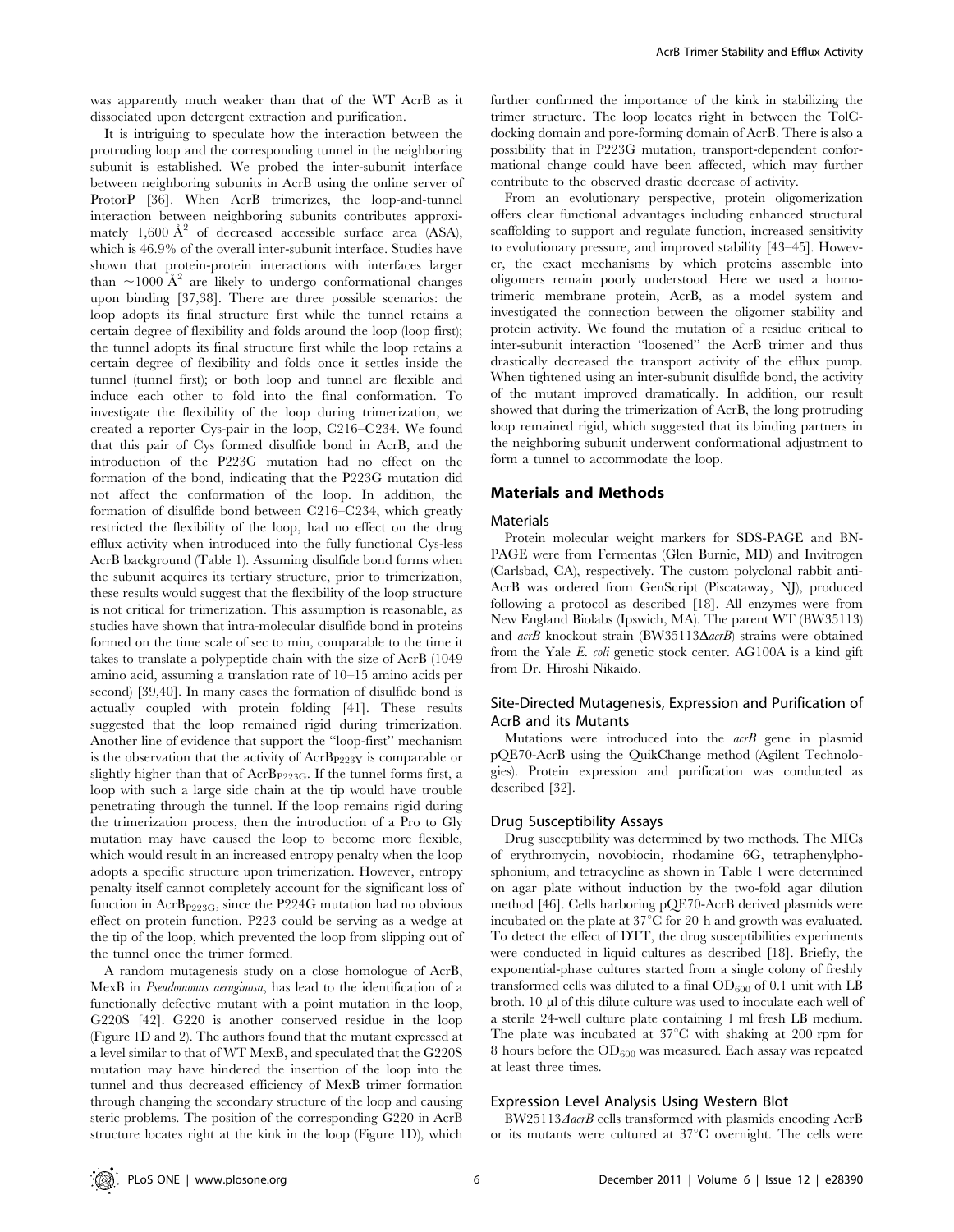was apparently much weaker than that of the WT AcrB as it dissociated upon detergent extraction and purification.

It is intriguing to speculate how the interaction between the protruding loop and the corresponding tunnel in the neighboring subunit is established. We probed the inter-subunit interface between neighboring subunits in AcrB using the online server of ProtorP [36]. When AcrB trimerizes, the loop-and-tunnel interaction between neighboring subunits contributes approximately 1,600 Å$^2$ of decreased accessible surface area (ASA), which is 46.9% of the overall inter-subunit interface. Studies have shown that protein-protein interactions with interfaces larger than ~1000 Å$^2$ are likely to undergo conformational changes upon binding [37,38]. There are three possible scenarios: the loop adopts its final structure first while the tunnel retains a certain degree of flexibility and folds around the loop (loop first); the tunnel adopts its final structure first while the loop retains a certain degree of flexibility and folds once it settles inside the tunnel (tunnel first); or both loop and tunnel are flexible and induce each other to fold into the final conformation. To investigate the flexibility of the loop during trimerization, we created a reporter Cys-pair in the loop, C216–C234. We found that this pair of Cys formed disulfide bond in AcrB, and the introduction of the P223G mutation had no effect on the formation of the bond, indicating that the P223G mutation did not affect the conformation of the loop. In addition, the formation of disulfide bond between C216–C234, which greatly restricted the flexibility of the loop, had no effect on the drug efflux activity when introduced into the fully functional Cys-less AcrB background (Table 1). Assuming disulfide bond forms when the subunit acquires its tertiary structure, prior to trimerization, these results would suggest that the flexibility of the loop structure is not critical for trimerization. This assumption is reasonable, as studies have shown that intra-molecular disulfide bond in proteins formed on the time scale of sec to min, comparable to the time it takes to translate a polypeptide chain with the size of AcrB (1049 amino acid, assuming a translation rate of 10–15 amino acids per second) [39,40]. In many cases the formation of disulfide bond is actually coupled with protein folding [41]. These results suggested that the loop remained rigid during trimerization. Another line of evidence that support the "loop-first" mechanism is the observation that the activity of AcrB$_{P223Y}$ is comparable or slightly higher than that of AcrB$_{P223G}$. If the tunnel forms first, a loop with such a large side chain at the tip would have trouble penetrating through the tunnel. If the loop remains rigid during the trimerization process, then the introduction of a Pro to Gly mutation may have caused the loop to become more flexible, which would result in an increased entropy penalty when the loop adopts a specific structure upon trimerization. However, entropy penalty itself cannot completely account for the significant loss of function in AcrB$_{P223G}$, since the P224G mutation had no obvious effect on protein function. P223 could be serving as a wedge at the tip of the loop, which prevented the loop from slipping out of the tunnel once the trimer formed.

A random mutagenesis study on a close homologue of AcrB, MexB in *Pseudomonas aeruginosa*, has lead to the identification of a functionally defective mutant with a point mutation in the loop, G220S [42]. G220 is another conserved residue in the loop (Figure 1D and 2). The authors found that the mutant expressed at a level similar to that of WT MexB, and speculated that the G220S mutation may have hindered the insertion of the loop into the tunnel and thus decreased efficiency of MexB trimer formation through changing the secondary structure of the loop and causing steric problems. The position of the corresponding G220 in AcrB structure locates right at the kink in the loop (Figure 1D), which further confirmed the importance of the kink in stabilizing the trimer structure. The loop locates right in between the TolC-docking domain and pore-forming domain of AcrB. There is also a possibility that in P223G mutation, transport-dependent conformational change could have been affected, which may further contribute to the observed drastic decrease of activity.

From an evolutionary perspective, protein oligomerization offers clear functional advantages including enhanced structural scaffolding to support and regulate function, increased sensitivity to evolutionary pressure, and improved stability [43–45]. However, the exact mechanisms by which proteins assemble into oligomers remain poorly understood. Here we used a homo-trimeric membrane protein, AcrB, as a model system and investigated the connection between the oligomer stability and protein activity. We found the mutation of a residue critical to inter-subunit interaction "loosened" the AcrB trimer and thus drastically decreased the transport activity of the efflux pump. When tightened using an inter-subunit disulfide bond, the activity of the mutant improved dramatically. In addition, our result showed that during the trimerization of AcrB, the long protruding loop remained rigid, which suggested that its binding partners in the neighboring subunit underwent conformational adjustment to form a tunnel to accommodate the loop.

## Materials and Methods

### Materials

Protein molecular weight markers for SDS-PAGE and BN-PAGE were from Fermentas (Glen Burnie, MD) and Invitrogen (Carlsbad, CA), respectively. The custom polyclonal rabbit anti-AcrB was ordered from GenScript (Piscataway, NJ), produced following a protocol as described [18]. All enzymes were from New England Biolabs (Ipswich, MA). The parent WT (BW35113) and *acrB* knockout strain (BW35113Δ*acrB*) strains were obtained from the Yale *E. coli* genetic stock center. AG100A is a kind gift from Dr. Hiroshi Nikaido.

### Site-Directed Mutagenesis, Expression and Purification of AcrB and its Mutants

Mutations were introduced into the *acrB* gene in plasmid pQE70-AcrB using the QuikChange method (Agilent Technologies). Protein expression and purification was conducted as described [32].

### Drug Susceptibility Assays

Drug susceptibility was determined by two methods. The MICs of erythromycin, novobiocin, rhodamine 6G, tetraphenylphosphonium, and tetracycline as shown in Table 1 were determined on agar plate without induction by the two-fold agar dilution method [46]. Cells harboring pQE70-AcrB derived plasmids were incubated on the plate at 37°C for 20 h and growth was evaluated. To detect the effect of DTT, the drug susceptibilities experiments were conducted in liquid cultures as described [18]. Briefly, the exponential-phase cultures started from a single colony of freshly transformed cells was diluted to a final $OD_{600}$ of 0.1 unit with LB broth. 10 µl of this dilute culture was used to inoculate each well of a sterile 24-well culture plate containing 1 ml fresh LB medium. The plate was incubated at 37°C with shaking at 200 rpm for 8 hours before the $OD_{600}$ was measured. Each assay was repeated at least three times.

### Expression Level Analysis Using Western Blot

BW25113Δ*acrB* cells transformed with plasmids encoding AcrB or its mutants were cultured at 37°C overnight. The cells were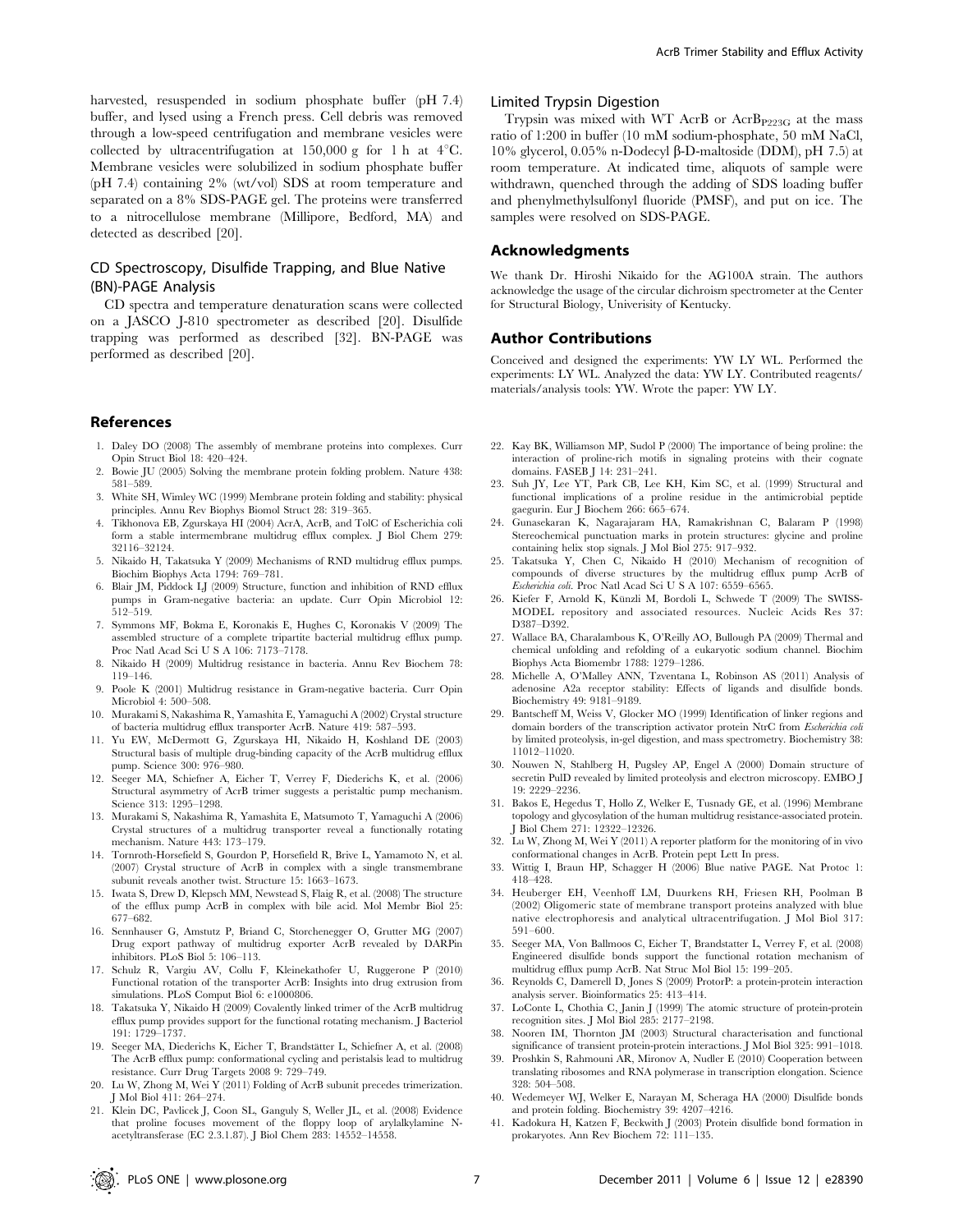harvested, resuspended in sodium phosphate buffer (pH 7.4) buffer, and lysed using a French press. Cell debris was removed through a low-speed centrifugation and membrane vesicles were collected by ultracentrifugation at 150,000 g for 1 h at 4°C. Membrane vesicles were solubilized in sodium phosphate buffer (pH 7.4) containing 2% (wt/vol) SDS at room temperature and separated on a 8% SDS-PAGE gel. The proteins were transferred to a nitrocellulose membrane (Millipore, Bedford, MA) and detected as described [20].

### CD Spectroscopy, Disulfide Trapping, and Blue Native (BN)-PAGE Analysis

CD spectra and temperature denaturation scans were collected on a JASCO J-810 spectrometer as described [20]. Disulfide trapping was performed as described [32]. BN-PAGE was performed as described [20].

### Limited Trypsin Digestion

Trypsin was mixed with WT AcrB or $AcrB_{P223G}$ at the mass ratio of 1:200 in buffer (10 mM sodium-phosphate, 50 mM NaCl, 10% glycerol, 0.05% n-Dodecyl β-D-maltoside (DDM), pH 7.5) at room temperature. At indicated time, aliquots of sample were withdrawn, quenched through the adding of SDS loading buffer and phenylmethylsulfonyl fluoride (PMSF), and put on ice. The samples were resolved on SDS-PAGE.

## Acknowledgments

We thank Dr. Hiroshi Nikaido for the AG100A strain. The authors acknowledge the usage of the circular dichroism spectrometer at the Center for Structural Biology, Univerisity of Kentucky.

## Author Contributions

Conceived and designed the experiments: YW LY WL. Performed the experiments: LY WL. Analyzed the data: YW LY. Contributed reagents/materials/analysis tools: YW. Wrote the paper: YW LY.

## References

1. Daley DO (2008) The assembly of membrane proteins into complexes. Curr Opin Struct Biol 18: 420–424.
2. Bowie JU (2005) Solving the membrane protein folding problem. Nature 438: 581–589.
3. White SH, Wimley WC (1999) Membrane protein folding and stability: physical principles. Annu Rev Biophys Biomol Struct 28: 319–365.
4. Tikhonova EB, Zgurskaya HI (2004) AcrA, AcrB, and TolC of Escherichia coli form a stable intermembrane multidrug efflux complex. J Biol Chem 279: 32116–32124.
5. Nikaido H, Takatsuka Y (2009) Mechanisms of RND multidrug efflux pumps. Biochim Biophys Acta 1794: 769–781.
6. Blair JM, Piddock LJ (2009) Structure, function and inhibition of RND efflux pumps in Gram-negative bacteria: an update. Curr Opin Microbiol 12: 512–519.
7. Symmons MF, Bokma E, Koronakis E, Hughes C, Koronakis V (2009) The assembled structure of a complete tripartite bacterial multidrug efflux pump. Proc Natl Acad Sci U S A 106: 7173–7178.
8. Nikaido H (2009) Multidrug resistance in bacteria. Annu Rev Biochem 78: 119–146.
9. Poole K (2001) Multidrug resistance in Gram-negative bacteria. Curr Opin Microbiol 4: 500–508.
10. Murakami S, Nakashima R, Yamashita E, Yamaguchi A (2002) Crystal structure of bacteria multidrug efflux transporter AcrB. Nature 419: 587–593.
11. Yu EW, McDermott G, Zgurskaya HI, Nikaido H, Koshland DE (2003) Structural basis of multiple drug-binding capacity of the AcrB multidrug efflux pump. Science 300: 976–980.
12. Seeger MA, Schiefner A, Eicher T, Verrey F, Diederichs K, et al. (2006) Structural asymmetry of AcrB trimer suggests a peristaltic pump mechanism. Science 313: 1295–1298.
13. Murakami S, Nakashima R, Yamashita E, Matsumoto T, Yamaguchi A (2006) Crystal structures of a multidrug transporter reveal a functionally rotating mechanism. Nature 443: 173–179.
14. Tornroth-Horsefield S, Gourdon P, Horsefield R, Brive L, Yamamoto N, et al. (2007) Crystal structure of AcrB in complex with a single transmembrane subunit reveals another twist. Structure 15: 1663–1673.
15. Iwata S, Drew D, Klepsch MM, Newstead S, Flaig R, et al. (2008) The structure of the efflux pump AcrB in complex with bile acid. Mol Membr Biol 25: 677–682.
16. Sennhauser G, Amstutz P, Briand C, Storchenegger O, Grutter MG (2007) Drug export pathway of multidrug exporter AcrB revealed by DARPin inhibitors. PLoS Biol 5: 106–113.
17. Schulz R, Vargiu AV, Collu F, Kleinekathofer U, Ruggerone P (2010) Functional rotation of the transporter AcrB: Insights into drug extrusion from simulations. PLoS Comput Biol 6: e1000806.
18. Takatsuka Y, Nikaido H (2009) Covalently linked trimer of the AcrB multidrug efflux pump provides support for the functional rotating mechanism. J Bacteriol 191: 1729–1737.
19. Seeger MA, Diederichs K, Eicher T, Brandstätter L, Schiefner A, et al. (2008) The AcrB efflux pump: conformational cycling and peristalsis lead to multidrug resistance. Curr Drug Targets 2008 9: 729–749.
20. Lu W, Zhong M, Wei Y (2011) Folding of AcrB subunit precedes trimerization. J Mol Biol 411: 264–274.
21. Klein DC, Pavlicek J, Coon SL, Ganguly S, Weller JL, et al. (2008) Evidence that proline focuses movement of the floppy loop of arylalkylamine N-acetyltransferase (EC 2.3.1.87). J Biol Chem 283: 14552–14558.
22. Kay BK, Williamson MP, Sudol P (2000) The importance of being proline: the interaction of proline-rich motifs in signaling proteins with their cognate domains. FASEB J 14: 231–241.
23. Suh JY, Lee YT, Park CB, Lee KH, Kim SC, et al. (1999) Structural and functional implications of a proline residue in the antimicrobial peptide gaegurin. Eur J Biochem 266: 665–674.
24. Gunasekaran K, Nagarajaram HA, Ramakrishnan C, Balaram P (1998) Stereochemical punctuation marks in protein structures: glycine and proline containing helix stop signals. J Mol Biol 275: 917–932.
25. Takatsuka Y, Chen C, Nikaido H (2010) Mechanism of recognition of compounds of diverse structures by the multidrug efflux pump AcrB of *Escherichia coli*. Proc Natl Acad Sci U S A 107: 6559–6565.
26. Kiefer F, Arnold K, Künzli M, Bordoli L, Schwede T (2009) The SWISS-MODEL repository and associated resources. Nucleic Acids Res 37: D387–D392.
27. Wallace BA, Charalambous K, O'Reilly AO, Bullough PA (2009) Thermal and chemical unfolding and refolding of a eukaryotic sodium channel. Biochim Biophys Acta Biomembr 1788: 1279–1286.
28. Michelle A, O'Malley ANN, Tzventana L, Robinson AS (2011) Analysis of adenosine A2a receptor stability: Effects of ligands and disulfide bonds. Biochemistry 49: 9181–9189.
29. Bantscheff M, Weiss V, Glocker MO (1999) Identification of linker regions and domain borders of the transcription activator protein NtrC from *Escherichia coli* by limited proteolysis, in-gel digestion, and mass spectrometry. Biochemistry 38: 11012–11020.
30. Nouwen N, Stahlberg H, Pugsley AP, Engel A (2000) Domain structure of secretin PulD revealed by limited proteolysis and electron microscopy. EMBO J 19: 2229–2236.
31. Bakos E, Hegedus T, Hollo Z, Welker E, Tusnady GE, et al. (1996) Membrane topology and glycosylation of the human multidrug resistance-associated protein. J Biol Chem 271: 12322–12326.
32. Lu W, Zhong M, Wei Y (2011) A reporter platform for the monitoring of in vivo conformational changes in AcrB. Protein pept Lett In press.
33. Wittig I, Braun HP, Schagger H (2006) Blue native PAGE. Nat Protoc 1: 418–428.
34. Heuberger EH, Veenhoff LM, Duurkens RH, Friesen RH, Poolman B (2002) Oligomeric state of membrane transport proteins analyzed with blue native electrophoresis and analytical ultracentrifugation. J Mol Biol 317: 591–600.
35. Seeger MA, Von Ballmoos C, Eicher T, Brandstatter L, Verrey F, et al. (2008) Engineered disulfide bonds support the functional rotation mechanism of multidrug efflux pump AcrB. Nat Struc Mol Biol 15: 199–205.
36. Reynolds C, Damerell D, Jones S (2009) ProtorP: a protein-protein interaction analysis server. Bioinformatics 25: 413–414.
37. LoConte L, Chothia C, Janin J (1999) The atomic structure of protein-protein recognition sites. J Mol Biol 285: 2177–2198.
38. Nooren IM, Thornton JM (2003) Structural characterisation and functional significance of transient protein-protein interactions. J Mol Biol 325: 991–1018.
39. Proshkin S, Rahmouni AR, Mironov A, Nudler E (2010) Cooperation between translating ribosomes and RNA polymerase in transcription elongation. Science 328: 504–508.
40. Wedemeyer WJ, Welker E, Narayan M, Scheraga HA (2000) Disulfide bonds and protein folding. Biochemistry 39: 4207–4216.
41. Kadokura H, Katzen F, Beckwith J (2003) Protein disulfide bond formation in prokaryotes. Ann Rev Biochem 72: 111–135.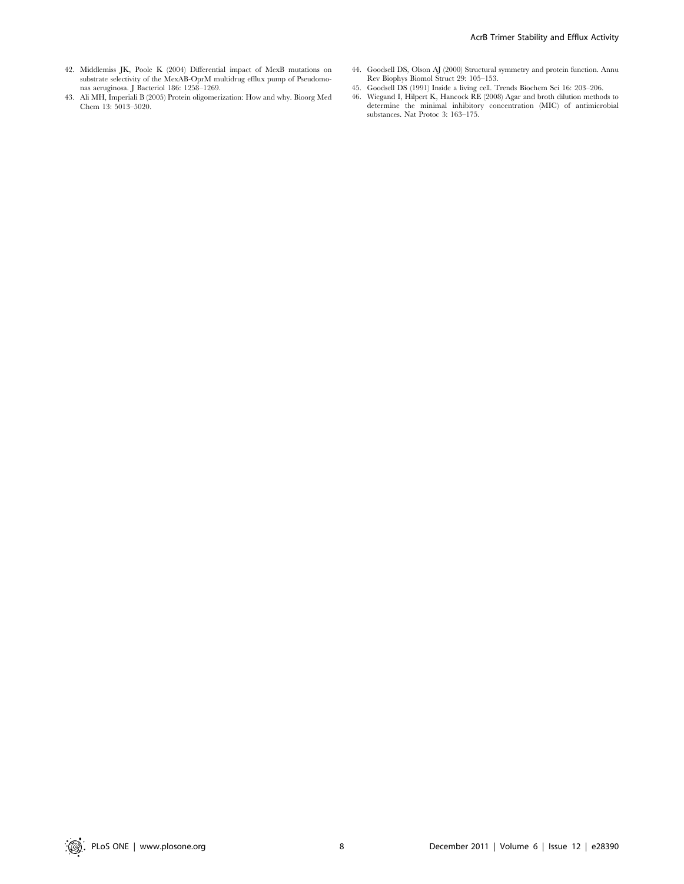42. Middlemiss JK, Poole K (2004) Differential impact of MexB mutations on substrate selectivity of the MexAB-OprM multidrug efflux pump of Pseudomonas aeruginosa. J Bacteriol 186: 1258–1269.
43. Ali MH, Imperiali B (2005) Protein oligomerization: How and why. Bioorg Med Chem 13: 5013–5020.
44. Goodsell DS, Olson AJ (2000) Structural symmetry and protein function. Annu Rev Biophys Biomol Struct 29: 105–153.
45. Goodsell DS (1991) Inside a living cell. Trends Biochem Sci 16: 203–206.
46. Wiegand I, Hilpert K, Hancock RE (2008) Agar and broth dilution methods to determine the minimal inhibitory concentration (MIC) of antimicrobial substances. Nat Protoc 3: 163–175.